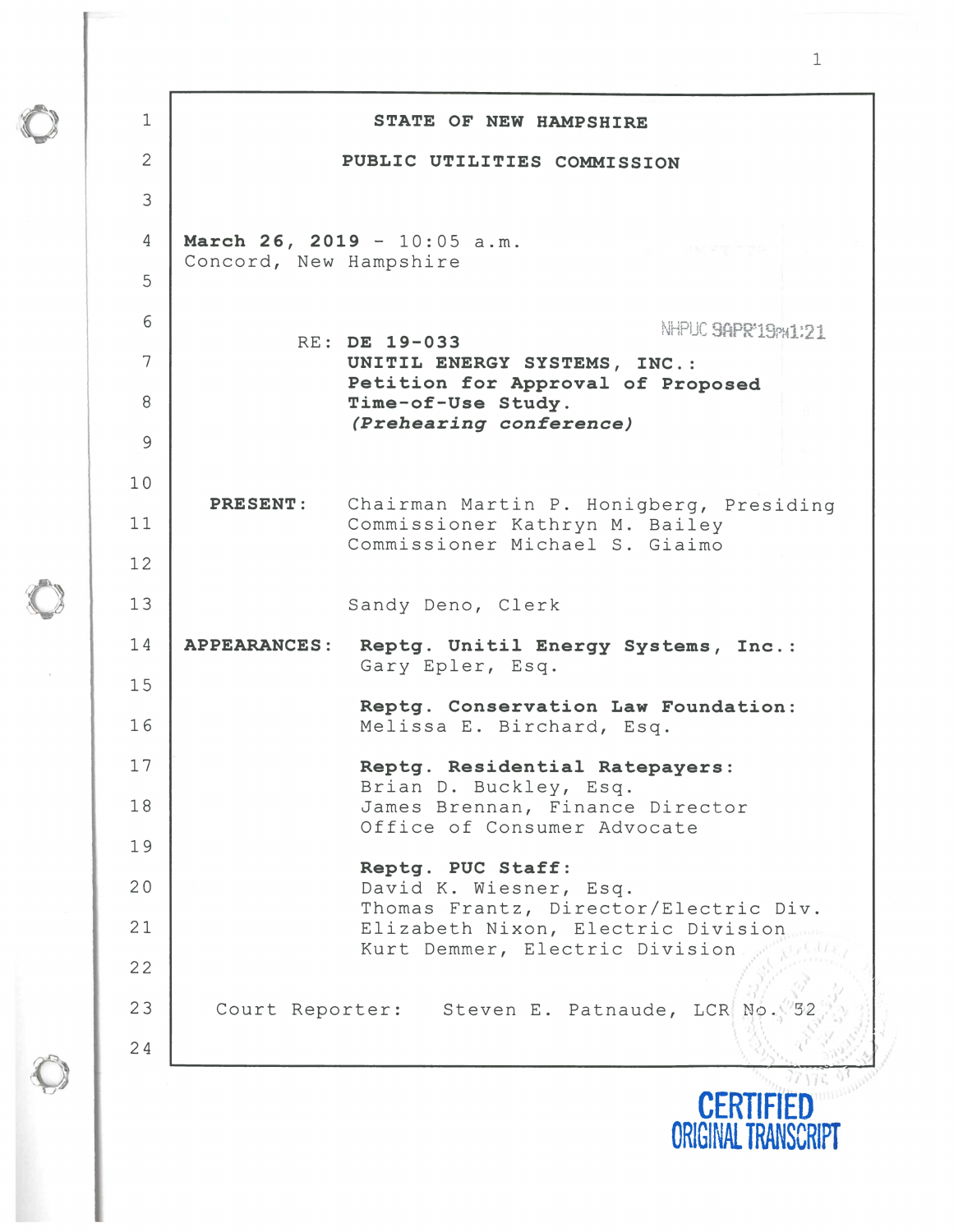# STATE OF NEW HAMPSHIRE

## PUBLIC UTILITIES COMMISSION

**March 26, 2019** - 10:05 a.m.
Concord, New Hampshire

NHPUC 9APR'19PM1:21

RE: **DE 19-033**
**UNITIL ENERGY SYSTEMS, INC.:**
**Petition for Approval of Proposed Time-of-Use Study.**
***(Prehearing conference)***

**PRESENT:** Chairman Martin P. Honigberg, Presiding
Commissioner Kathryn M. Bailey
Commissioner Michael S. Giaimo

Sandy Deno, Clerk

**APPEARANCES:**

**Reptg. Unitil Energy Systems, Inc.:**
Gary Epler, Esq.

**Reptg. Conservation Law Foundation:**
Melissa E. Birchard, Esq.

**Reptg. Residential Ratepayers:**
Brian D. Buckley, Esq.
James Brennan, Finance Director
Office of Consumer Advocate

**Reptg. PUC Staff:**
David K. Wiesner, Esq.
Thomas Frantz, Director/Electric Div.
Elizabeth Nixon, Electric Division
Kurt Demmer, Electric Division

Court Reporter: Steven E. Patnaude, LCR No. 52

CERTIFIED ORIGINAL TRANSCRIPT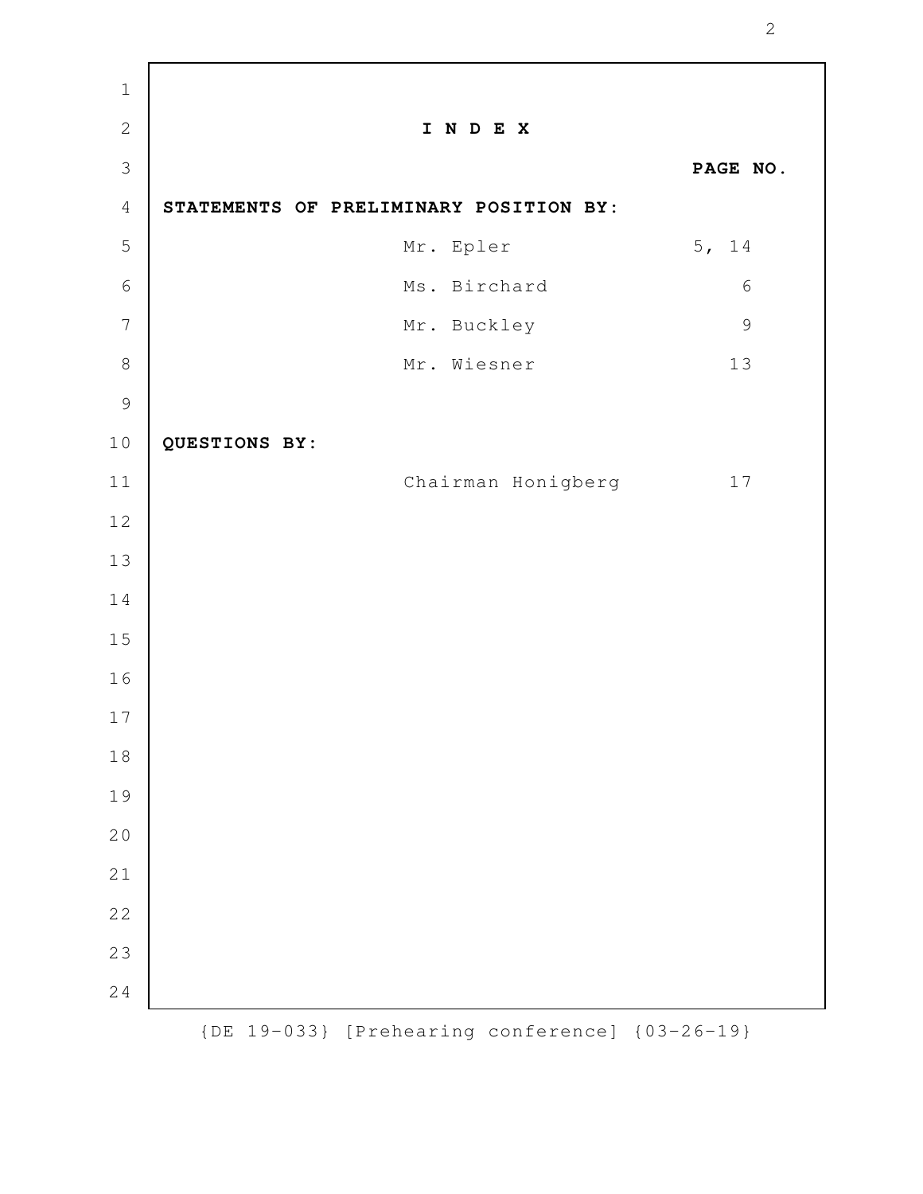# I N D E X

| | | PAGE NO. |
|---|---|---|
| **STATEMENTS OF PRELIMINARY POSITION BY:** | | |
| | Mr. Epler | 5, 14 |
| | Ms. Birchard | 6 |
| | Mr. Buckley | 9 |
| | Mr. Wiesner | 13 |
| **QUESTIONS BY:** | | |
| | Chairman Honigberg | 17 |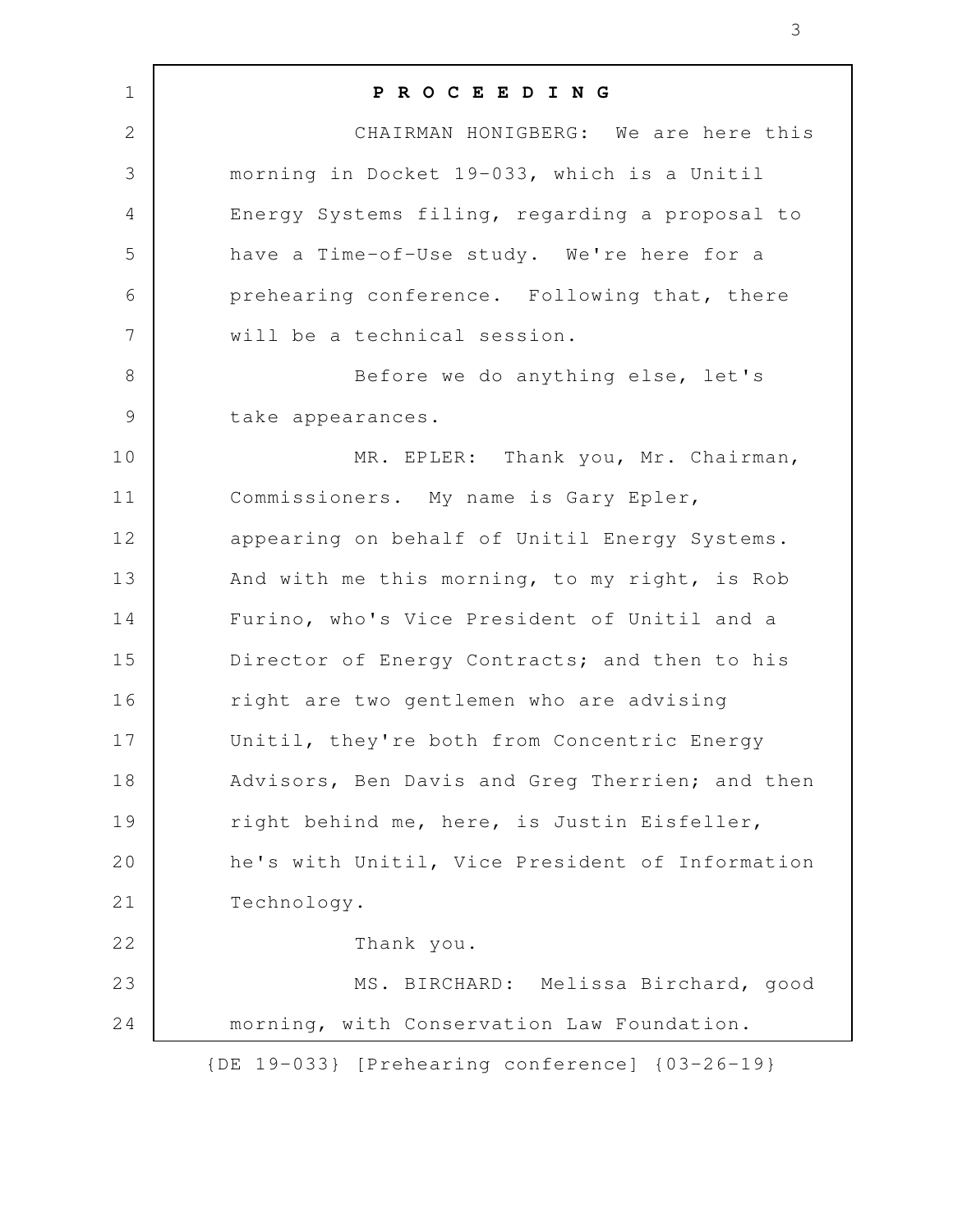**P R O C E E D I N G**

CHAIRMAN HONIGBERG: We are here this morning in Docket 19-033, which is a Unitil Energy Systems filing, regarding a proposal to have a Time-of-Use study. We're here for a prehearing conference. Following that, there will be a technical session.

Before we do anything else, let's take appearances.

MR. EPLER: Thank you, Mr. Chairman, Commissioners. My name is Gary Epler, appearing on behalf of Unitil Energy Systems. And with me this morning, to my right, is Rob Furino, who's Vice President of Unitil and a Director of Energy Contracts; and then to his right are two gentlemen who are advising Unitil, they're both from Concentric Energy Advisors, Ben Davis and Greg Therrien; and then right behind me, here, is Justin Eisfeller, he's with Unitil, Vice President of Information Technology.

Thank you.

MS. BIRCHARD: Melissa Birchard, good morning, with Conservation Law Foundation.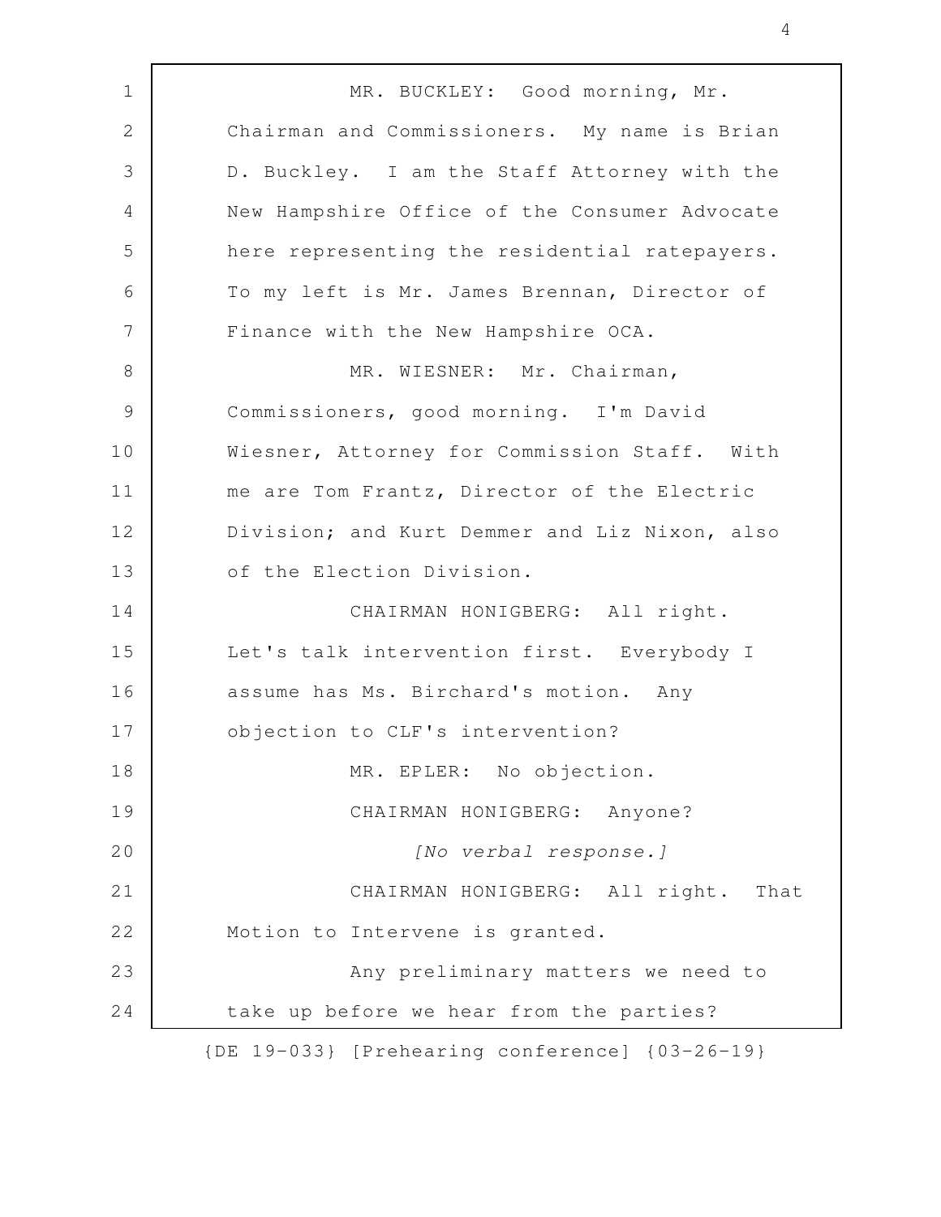MR. BUCKLEY: Good morning, Mr. Chairman and Commissioners. My name is Brian D. Buckley. I am the Staff Attorney with the New Hampshire Office of the Consumer Advocate here representing the residential ratepayers. To my left is Mr. James Brennan, Director of Finance with the New Hampshire OCA.

MR. WIESNER: Mr. Chairman, Commissioners, good morning. I'm David Wiesner, Attorney for Commission Staff. With me are Tom Frantz, Director of the Electric Division; and Kurt Demmer and Liz Nixon, also of the Election Division.

CHAIRMAN HONIGBERG: All right. Let's talk intervention first. Everybody I assume has Ms. Birchard's motion. Any objection to CLF's intervention?

MR. EPLER: No objection.

CHAIRMAN HONIGBERG: Anyone?

*[No verbal response.]*

CHAIRMAN HONIGBERG: All right. That Motion to Intervene is granted.

Any preliminary matters we need to take up before we hear from the parties?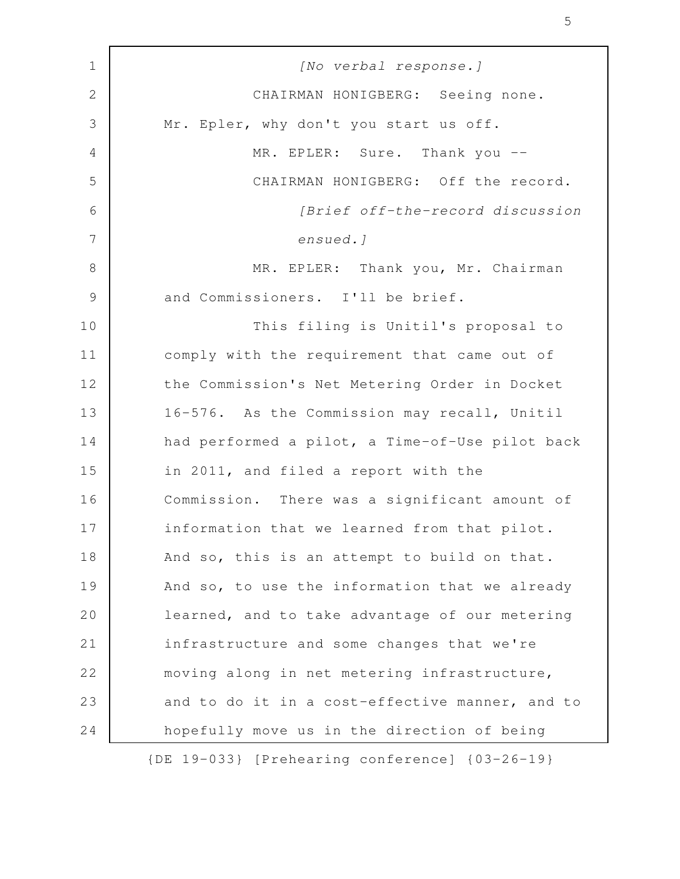*[No verbal response.]*

CHAIRMAN HONIGBERG: Seeing none. Mr. Epler, why don't you start us off.

MR. EPLER: Sure. Thank you --

CHAIRMAN HONIGBERG: Off the record.

*[Brief off-the-record discussion ensued.]*

MR. EPLER: Thank you, Mr. Chairman and Commissioners. I'll be brief.

This filing is Unitil's proposal to comply with the requirement that came out of the Commission's Net Metering Order in Docket 16-576. As the Commission may recall, Unitil had performed a pilot, a Time-of-Use pilot back in 2011, and filed a report with the Commission. There was a significant amount of information that we learned from that pilot. And so, this is an attempt to build on that. And so, to use the information that we already learned, and to take advantage of our metering infrastructure and some changes that we're moving along in net metering infrastructure, and to do it in a cost-effective manner, and to hopefully move us in the direction of being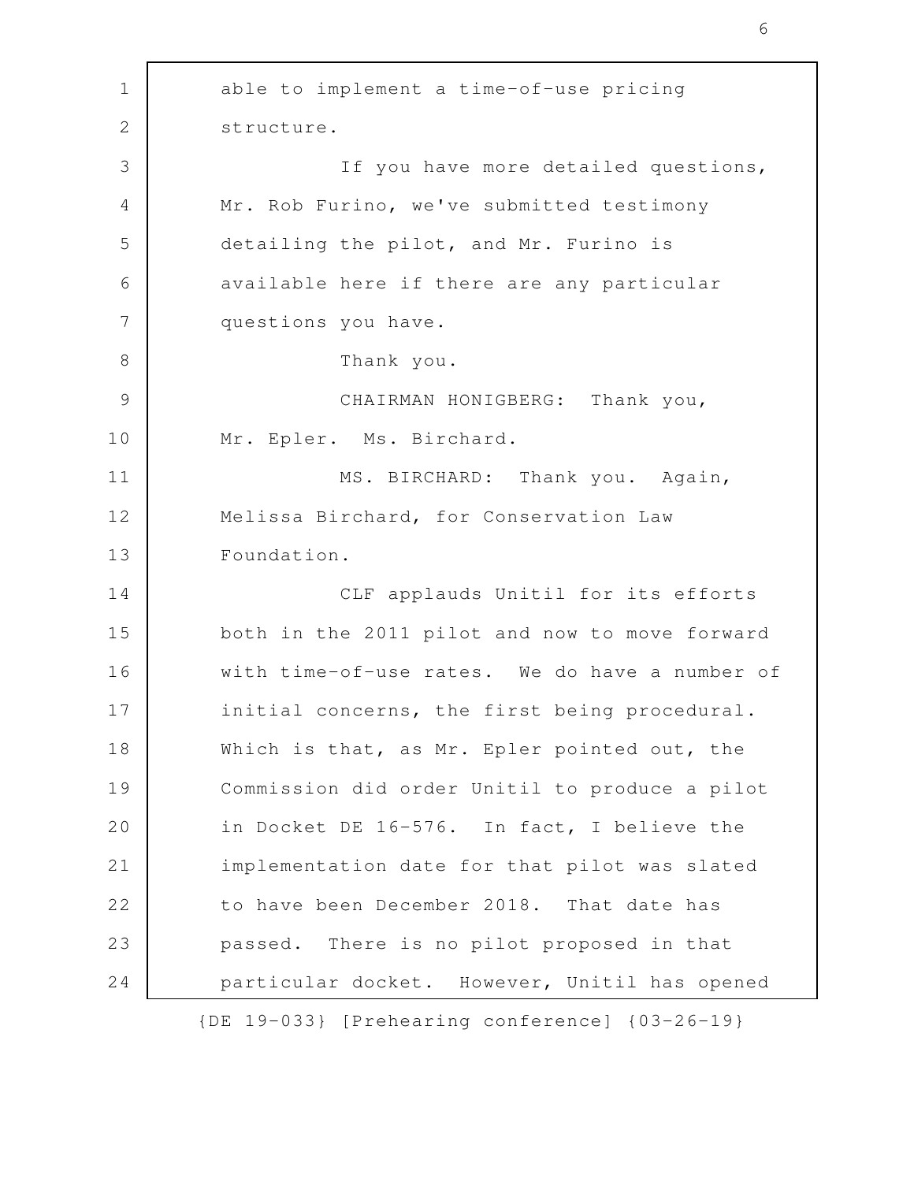able to implement a time-of-use pricing structure.

If you have more detailed questions, Mr. Rob Furino, we've submitted testimony detailing the pilot, and Mr. Furino is available here if there are any particular questions you have.

Thank you.

CHAIRMAN HONIGBERG: Thank you, Mr. Epler. Ms. Birchard.

MS. BIRCHARD: Thank you. Again, Melissa Birchard, for Conservation Law Foundation.

CLF applauds Unitil for its efforts both in the 2011 pilot and now to move forward with time-of-use rates. We do have a number of initial concerns, the first being procedural. Which is that, as Mr. Epler pointed out, the Commission did order Unitil to produce a pilot in Docket DE 16-576. In fact, I believe the implementation date for that pilot was slated to have been December 2018. That date has passed. There is no pilot proposed in that particular docket. However, Unitil has opened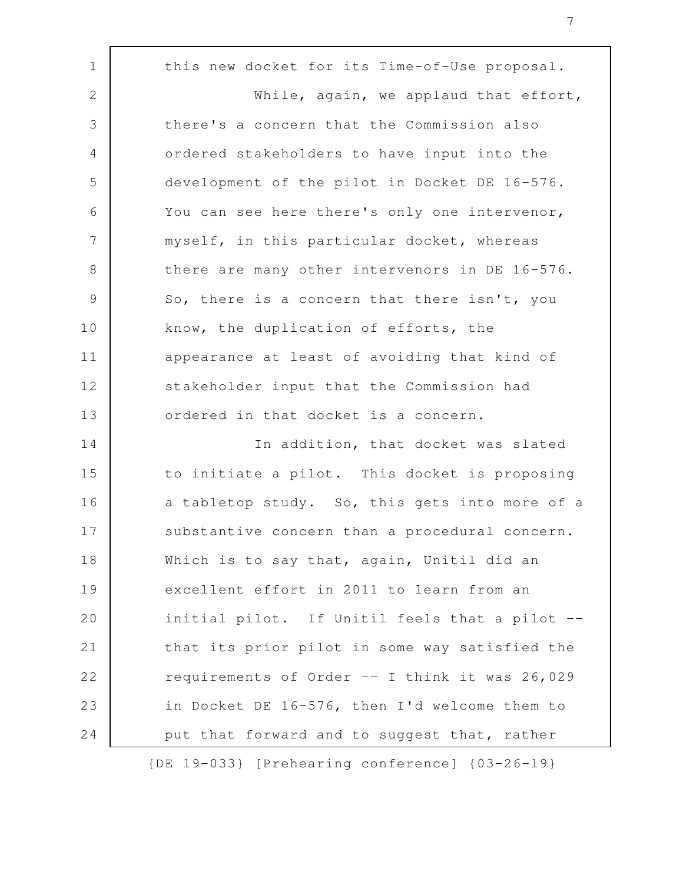this new docket for its Time-of-Use proposal.

While, again, we applaud that effort, there's a concern that the Commission also ordered stakeholders to have input into the development of the pilot in Docket DE 16-576. You can see here there's only one intervenor, myself, in this particular docket, whereas there are many other intervenors in DE 16-576. So, there is a concern that there isn't, you know, the duplication of efforts, the appearance at least of avoiding that kind of stakeholder input that the Commission had ordered in that docket is a concern.

In addition, that docket was slated to initiate a pilot. This docket is proposing a tabletop study. So, this gets into more of a substantive concern than a procedural concern. Which is to say that, again, Unitil did an excellent effort in 2011 to learn from an initial pilot. If Unitil feels that a pilot -- that its prior pilot in some way satisfied the requirements of Order -- I think it was 26,029 in Docket DE 16-576, then I'd welcome them to put that forward and to suggest that, rather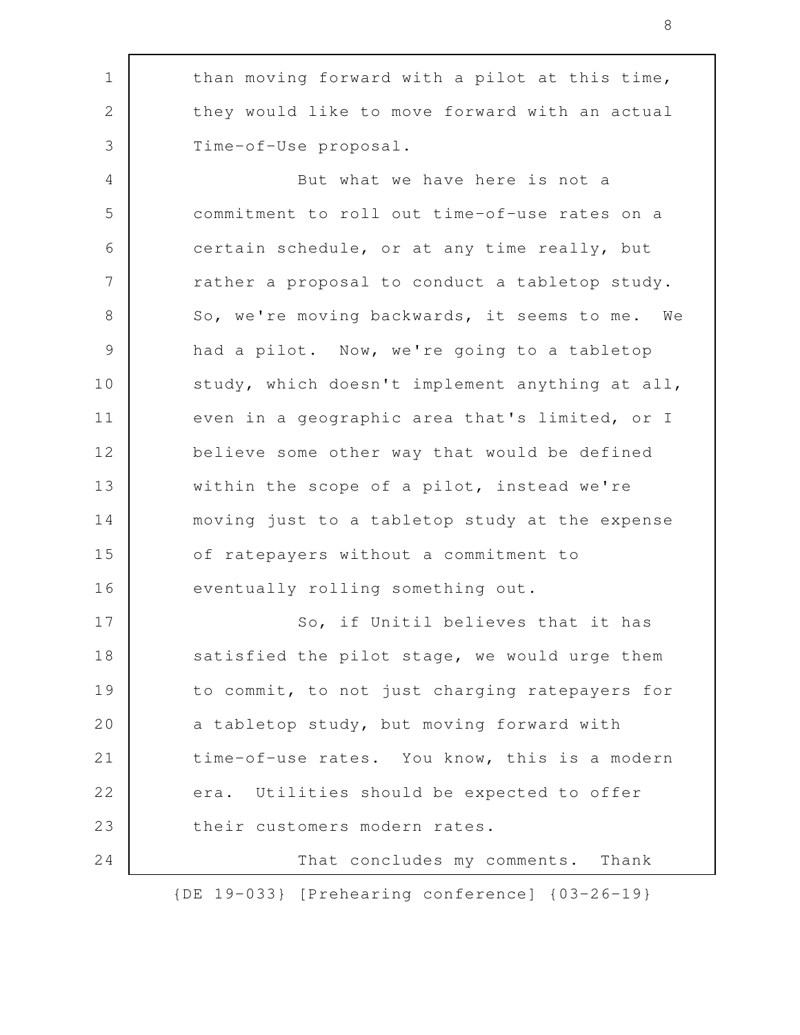than moving forward with a pilot at this time, they would like to move forward with an actual Time-of-Use proposal.

But what we have here is not a commitment to roll out time-of-use rates on a certain schedule, or at any time really, but rather a proposal to conduct a tabletop study. So, we're moving backwards, it seems to me. We had a pilot. Now, we're going to a tabletop study, which doesn't implement anything at all, even in a geographic area that's limited, or I believe some other way that would be defined within the scope of a pilot, instead we're moving just to a tabletop study at the expense of ratepayers without a commitment to eventually rolling something out.

So, if Unitil believes that it has satisfied the pilot stage, we would urge them to commit, to not just charging ratepayers for a tabletop study, but moving forward with time-of-use rates. You know, this is a modern era. Utilities should be expected to offer their customers modern rates.

That concludes my comments. Thank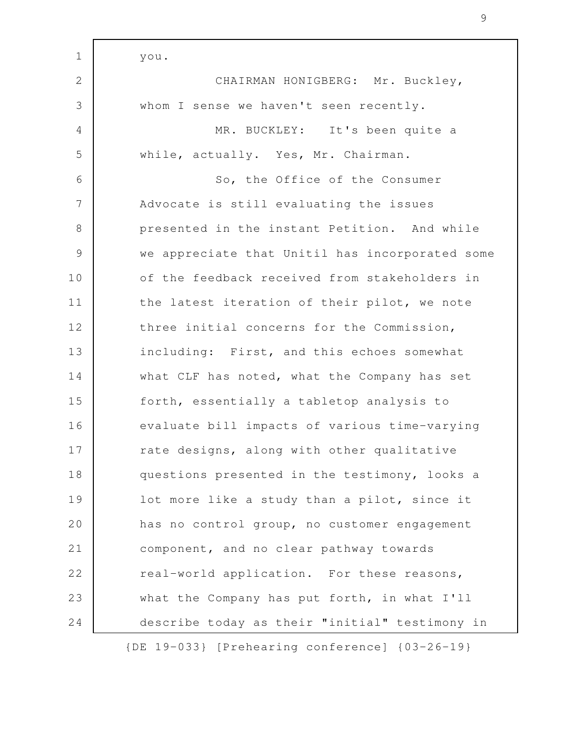you.

CHAIRMAN HONIGBERG: Mr. Buckley, whom I sense we haven't seen recently.

MR. BUCKLEY: It's been quite a while, actually. Yes, Mr. Chairman.

So, the Office of the Consumer Advocate is still evaluating the issues presented in the instant Petition. And while we appreciate that Unitil has incorporated some of the feedback received from stakeholders in the latest iteration of their pilot, we note three initial concerns for the Commission, including: First, and this echoes somewhat what CLF has noted, what the Company has set forth, essentially a tabletop analysis to evaluate bill impacts of various time-varying rate designs, along with other qualitative questions presented in the testimony, looks a lot more like a study than a pilot, since it has no control group, no customer engagement component, and no clear pathway towards real-world application. For these reasons, what the Company has put forth, in what I'll describe today as their "initial" testimony in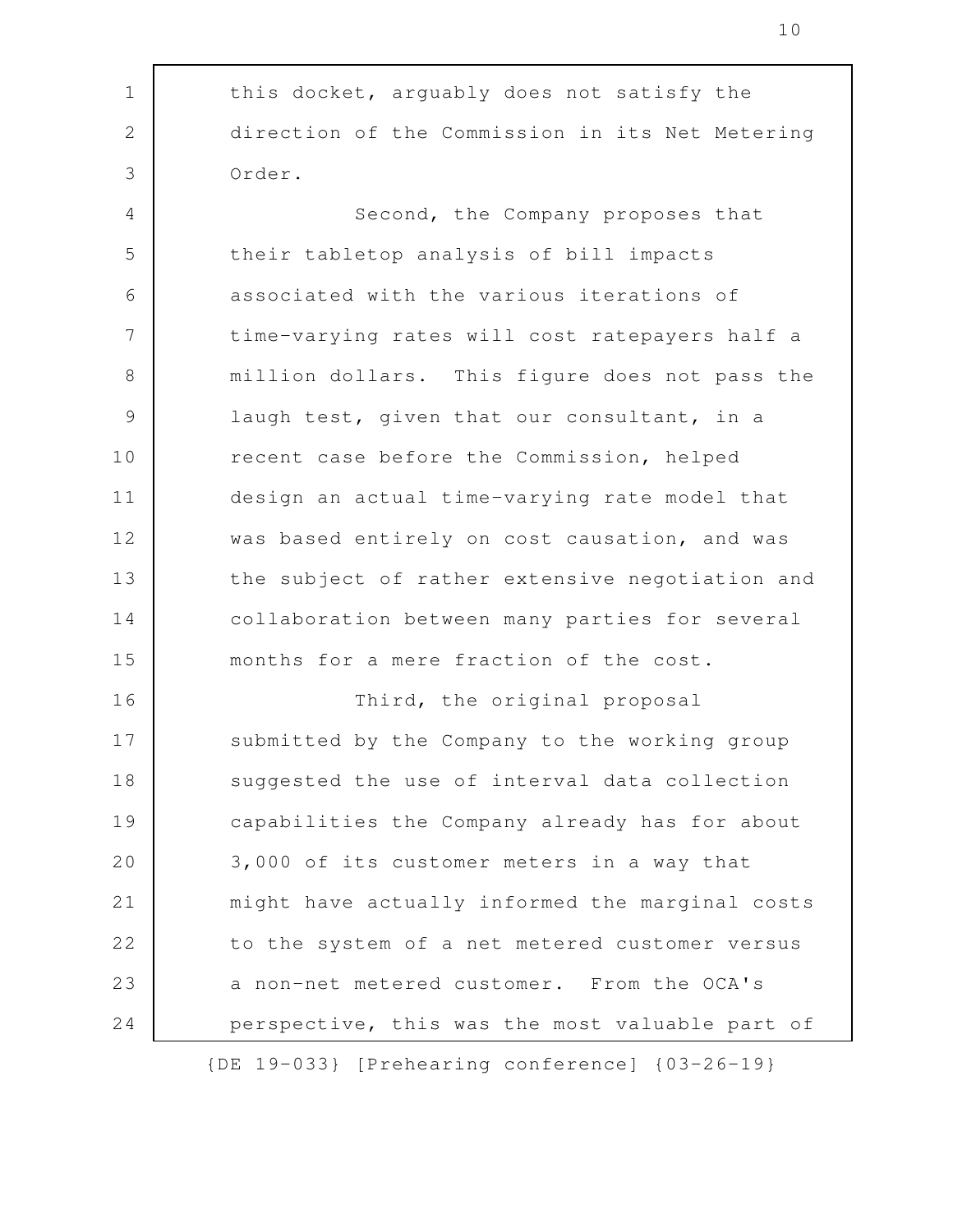this docket, arguably does not satisfy the direction of the Commission in its Net Metering Order.

Second, the Company proposes that their tabletop analysis of bill impacts associated with the various iterations of time-varying rates will cost ratepayers half a million dollars. This figure does not pass the laugh test, given that our consultant, in a recent case before the Commission, helped design an actual time-varying rate model that was based entirely on cost causation, and was the subject of rather extensive negotiation and collaboration between many parties for several months for a mere fraction of the cost.

Third, the original proposal submitted by the Company to the working group suggested the use of interval data collection capabilities the Company already has for about 3,000 of its customer meters in a way that might have actually informed the marginal costs to the system of a net metered customer versus a non-net metered customer. From the OCA's perspective, this was the most valuable part of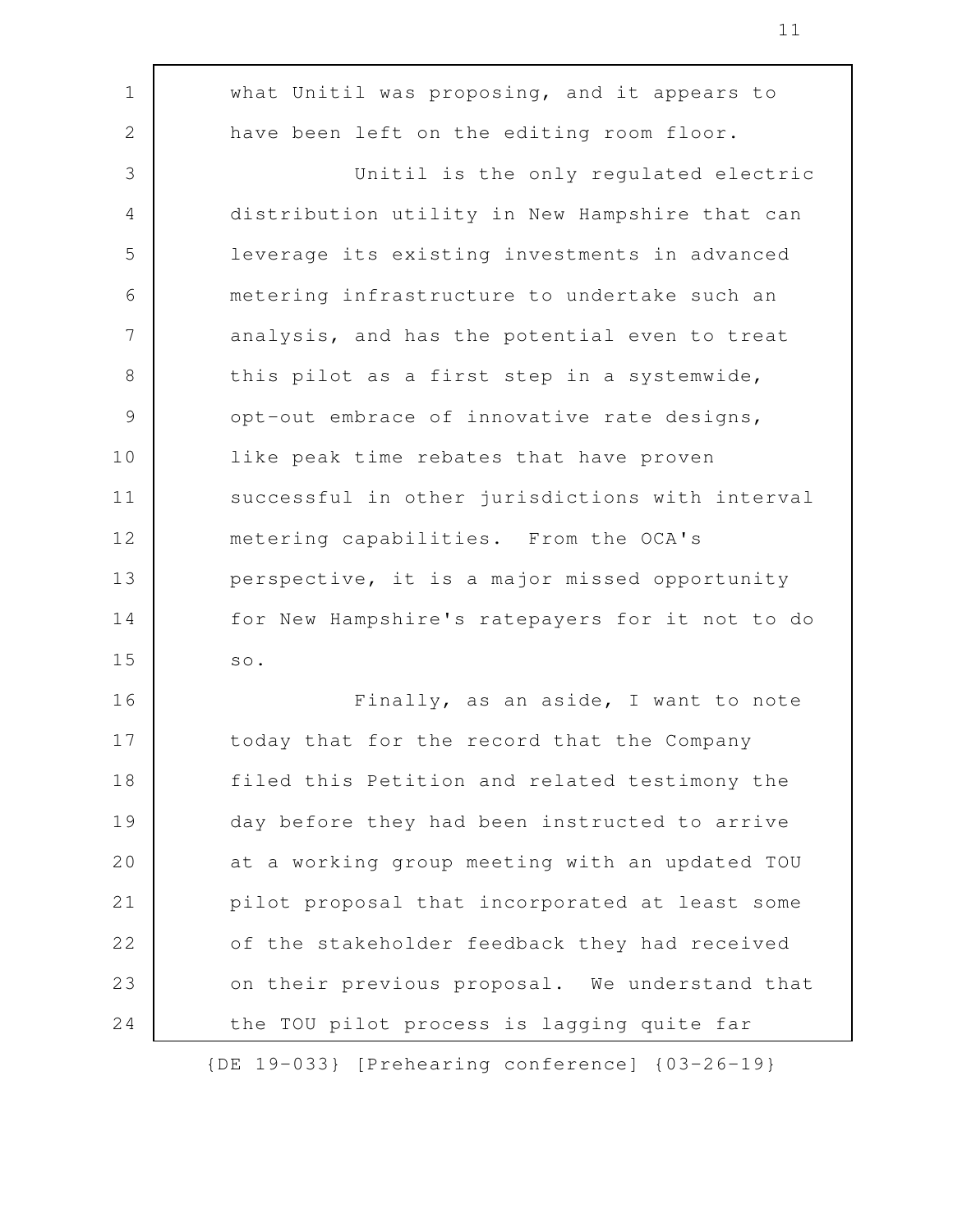what Unitil was proposing, and it appears to have been left on the editing room floor.

Unitil is the only regulated electric distribution utility in New Hampshire that can leverage its existing investments in advanced metering infrastructure to undertake such an analysis, and has the potential even to treat this pilot as a first step in a systemwide, opt-out embrace of innovative rate designs, like peak time rebates that have proven successful in other jurisdictions with interval metering capabilities. From the OCA's perspective, it is a major missed opportunity for New Hampshire's ratepayers for it not to do so.

Finally, as an aside, I want to note today that for the record that the Company filed this Petition and related testimony the day before they had been instructed to arrive at a working group meeting with an updated TOU pilot proposal that incorporated at least some of the stakeholder feedback they had received on their previous proposal. We understand that the TOU pilot process is lagging quite far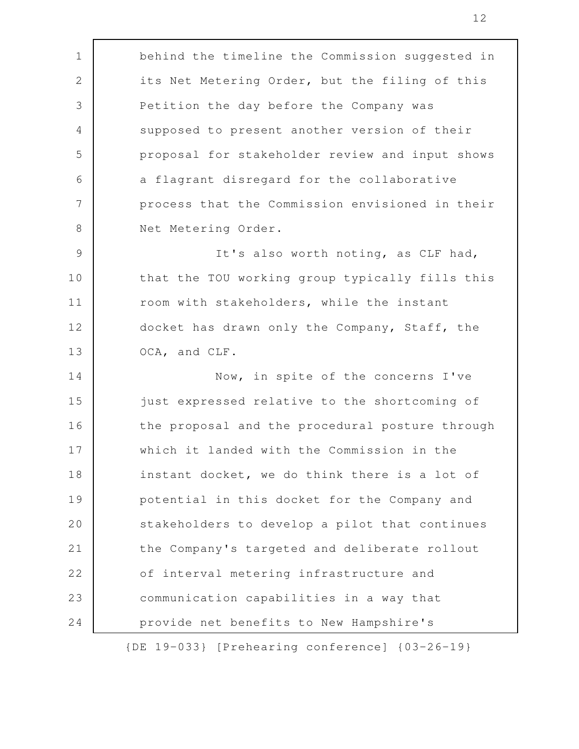behind the timeline the Commission suggested in its Net Metering Order, but the filing of this Petition the day before the Company was supposed to present another version of their proposal for stakeholder review and input shows a flagrant disregard for the collaborative process that the Commission envisioned in their Net Metering Order.

It's also worth noting, as CLF had, that the TOU working group typically fills this room with stakeholders, while the instant docket has drawn only the Company, Staff, the OCA, and CLF.

Now, in spite of the concerns I've just expressed relative to the shortcoming of the proposal and the procedural posture through which it landed with the Commission in the instant docket, we do think there is a lot of potential in this docket for the Company and stakeholders to develop a pilot that continues the Company's targeted and deliberate rollout of interval metering infrastructure and communication capabilities in a way that provide net benefits to New Hampshire's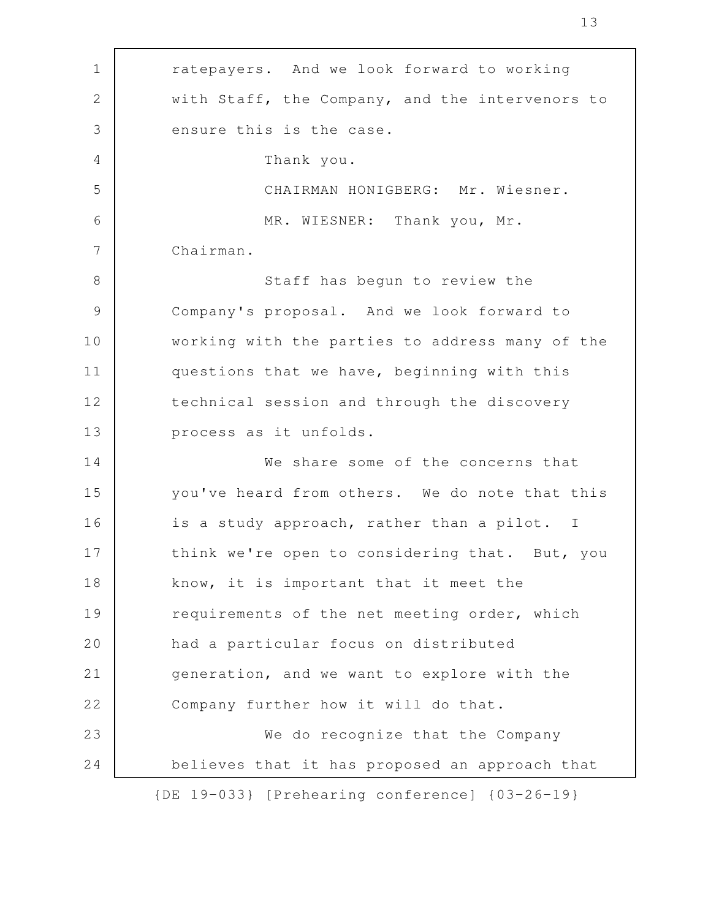ratepayers. And we look forward to working with Staff, the Company, and the intervenors to ensure this is the case.

Thank you.

CHAIRMAN HONIGBERG: Mr. Wiesner.

MR. WIESNER: Thank you, Mr. Chairman.

Staff has begun to review the Company's proposal. And we look forward to working with the parties to address many of the questions that we have, beginning with this technical session and through the discovery process as it unfolds.

We share some of the concerns that you've heard from others. We do note that this is a study approach, rather than a pilot. I think we're open to considering that. But, you know, it is important that it meet the requirements of the net meeting order, which had a particular focus on distributed generation, and we want to explore with the Company further how it will do that.

We do recognize that the Company believes that it has proposed an approach that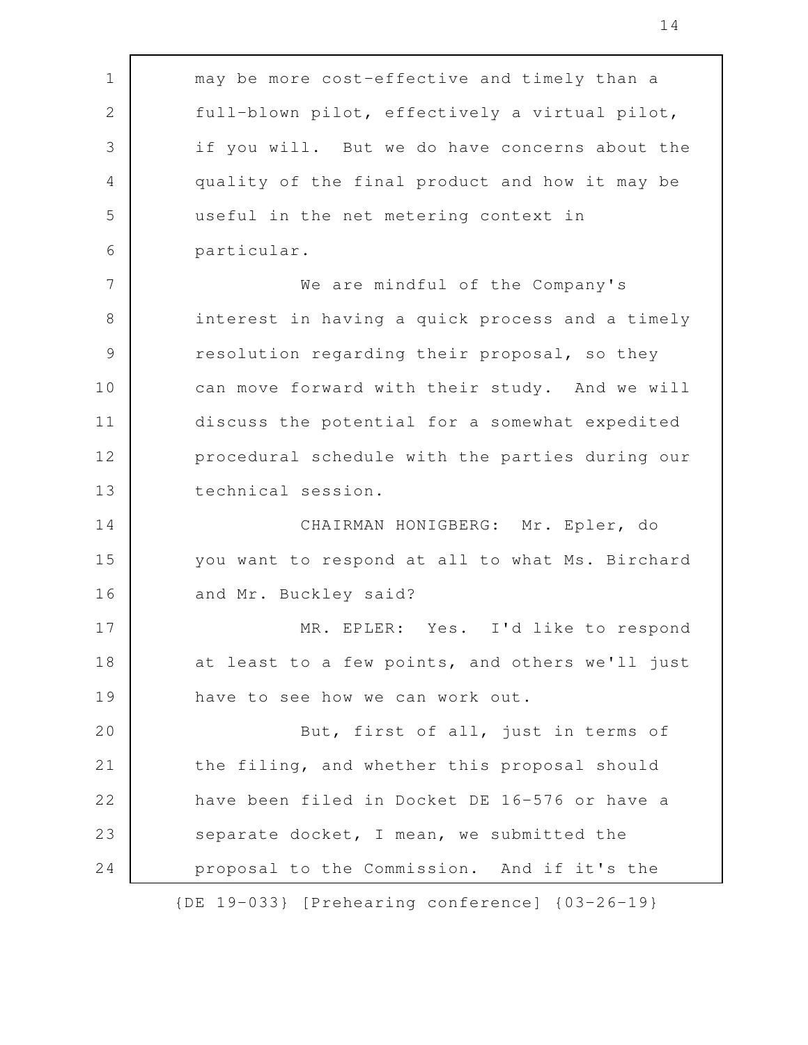may be more cost-effective and timely than a full-blown pilot, effectively a virtual pilot, if you will. But we do have concerns about the quality of the final product and how it may be useful in the net metering context in particular.

We are mindful of the Company's interest in having a quick process and a timely resolution regarding their proposal, so they can move forward with their study. And we will discuss the potential for a somewhat expedited procedural schedule with the parties during our technical session.

CHAIRMAN HONIGBERG: Mr. Epler, do you want to respond at all to what Ms. Birchard and Mr. Buckley said?

MR. EPLER: Yes. I'd like to respond at least to a few points, and others we'll just have to see how we can work out.

But, first of all, just in terms of the filing, and whether this proposal should have been filed in Docket DE 16-576 or have a separate docket, I mean, we submitted the proposal to the Commission. And if it's the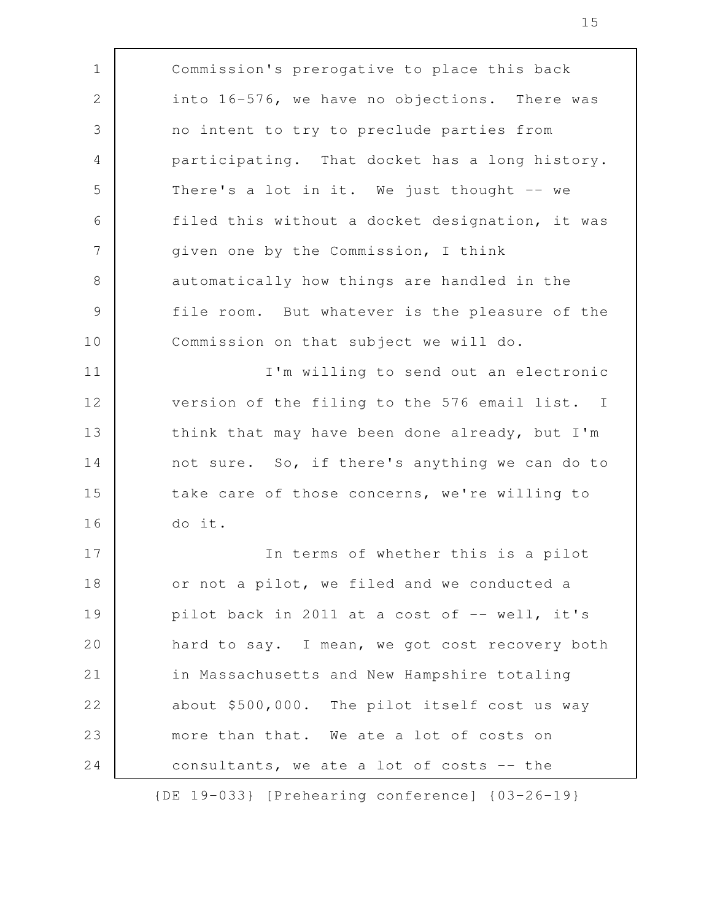Commission's prerogative to place this back into 16-576, we have no objections. There was no intent to try to preclude parties from participating. That docket has a long history. There's a lot in it. We just thought -- we filed this without a docket designation, it was given one by the Commission, I think automatically how things are handled in the file room. But whatever is the pleasure of the Commission on that subject we will do.

I'm willing to send out an electronic version of the filing to the 576 email list. I think that may have been done already, but I'm not sure. So, if there's anything we can do to take care of those concerns, we're willing to do it.

In terms of whether this is a pilot or not a pilot, we filed and we conducted a pilot back in 2011 at a cost of -- well, it's hard to say. I mean, we got cost recovery both in Massachusetts and New Hampshire totaling about $500,000. The pilot itself cost us way more than that. We ate a lot of costs on consultants, we ate a lot of costs -- the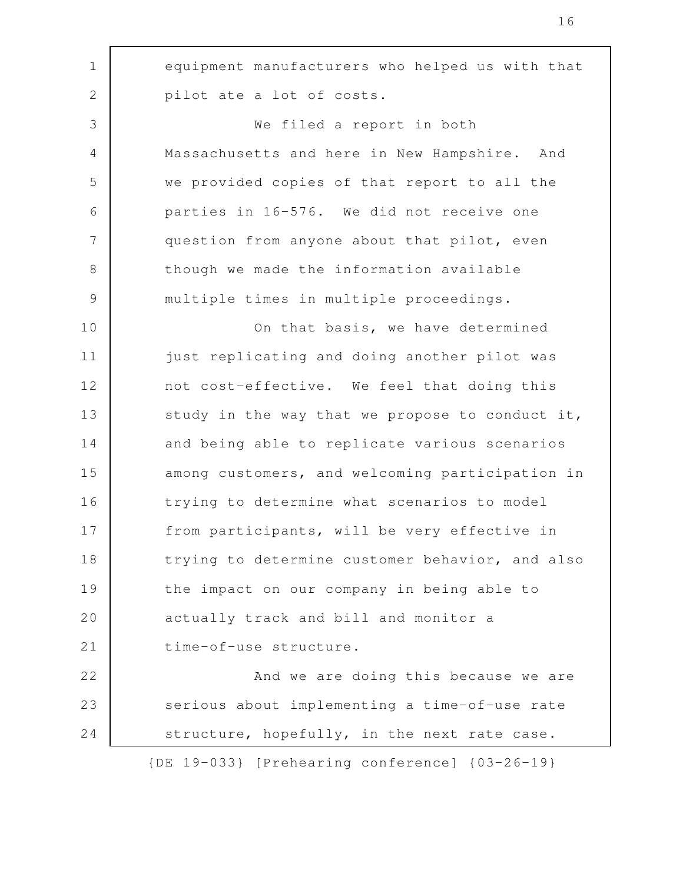equipment manufacturers who helped us with that pilot ate a lot of costs.

We filed a report in both Massachusetts and here in New Hampshire. And we provided copies of that report to all the parties in 16-576. We did not receive one question from anyone about that pilot, even though we made the information available multiple times in multiple proceedings.

On that basis, we have determined just replicating and doing another pilot was not cost-effective. We feel that doing this study in the way that we propose to conduct it, and being able to replicate various scenarios among customers, and welcoming participation in trying to determine what scenarios to model from participants, will be very effective in trying to determine customer behavior, and also the impact on our company in being able to actually track and bill and monitor a time-of-use structure.

And we are doing this because we are serious about implementing a time-of-use rate structure, hopefully, in the next rate case.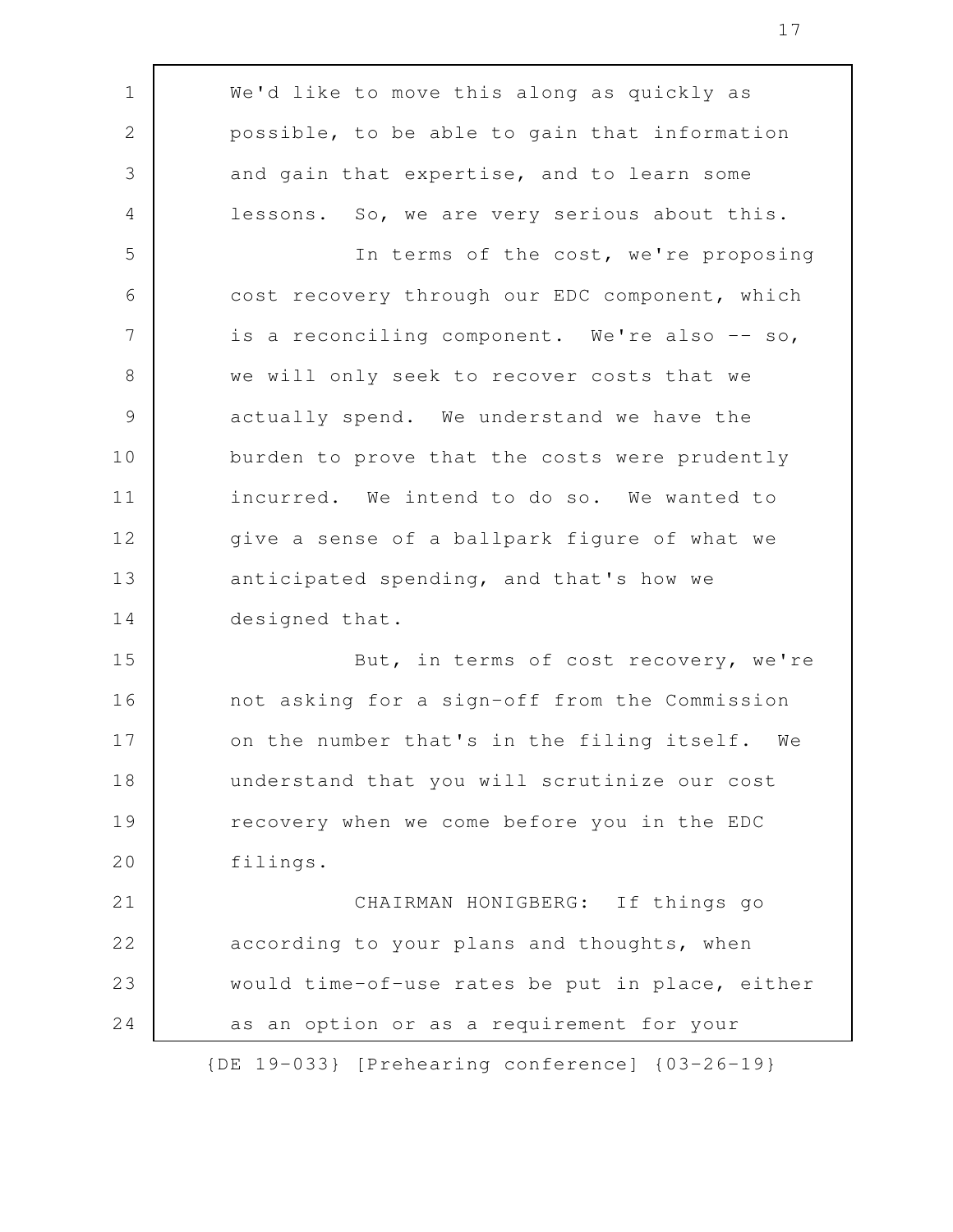We'd like to move this along as quickly as possible, to be able to gain that information and gain that expertise, and to learn some lessons. So, we are very serious about this.

In terms of the cost, we're proposing cost recovery through our EDC component, which is a reconciling component. We're also -- so, we will only seek to recover costs that we actually spend. We understand we have the burden to prove that the costs were prudently incurred. We intend to do so. We wanted to give a sense of a ballpark figure of what we anticipated spending, and that's how we designed that.

But, in terms of cost recovery, we're not asking for a sign-off from the Commission on the number that's in the filing itself. We understand that you will scrutinize our cost recovery when we come before you in the EDC filings.

CHAIRMAN HONIGBERG: If things go according to your plans and thoughts, when would time-of-use rates be put in place, either as an option or as a requirement for your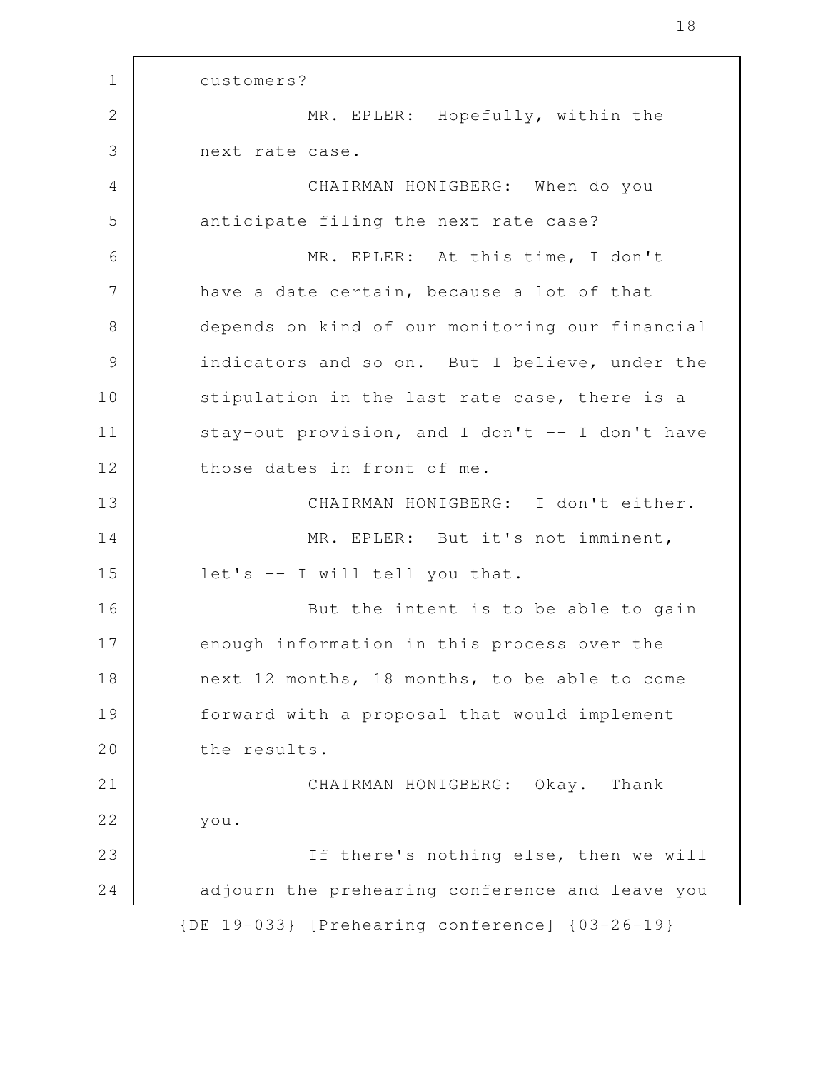customers?

MR. EPLER: Hopefully, within the next rate case.

CHAIRMAN HONIGBERG: When do you anticipate filing the next rate case?

MR. EPLER: At this time, I don't have a date certain, because a lot of that depends on kind of our monitoring our financial indicators and so on. But I believe, under the stipulation in the last rate case, there is a stay-out provision, and I don't -- I don't have those dates in front of me.

CHAIRMAN HONIGBERG: I don't either.

MR. EPLER: But it's not imminent, let's -- I will tell you that.

But the intent is to be able to gain enough information in this process over the next 12 months, 18 months, to be able to come forward with a proposal that would implement the results.

CHAIRMAN HONIGBERG: Okay. Thank you.

If there's nothing else, then we will adjourn the prehearing conference and leave you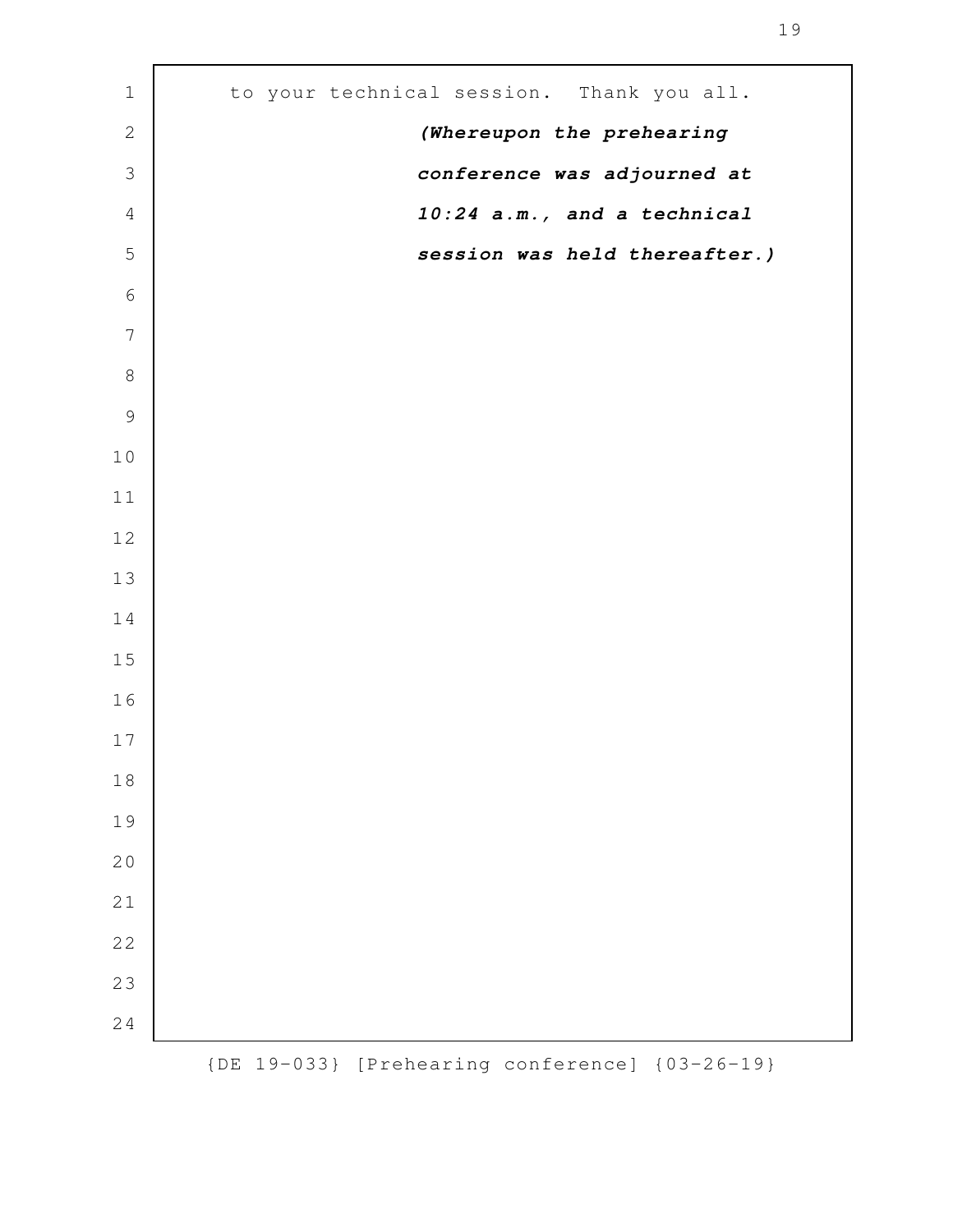to your technical session. Thank you all.

***(Whereupon the prehearing conference was adjourned at 10:24 a.m., and a technical session was held thereafter.)***